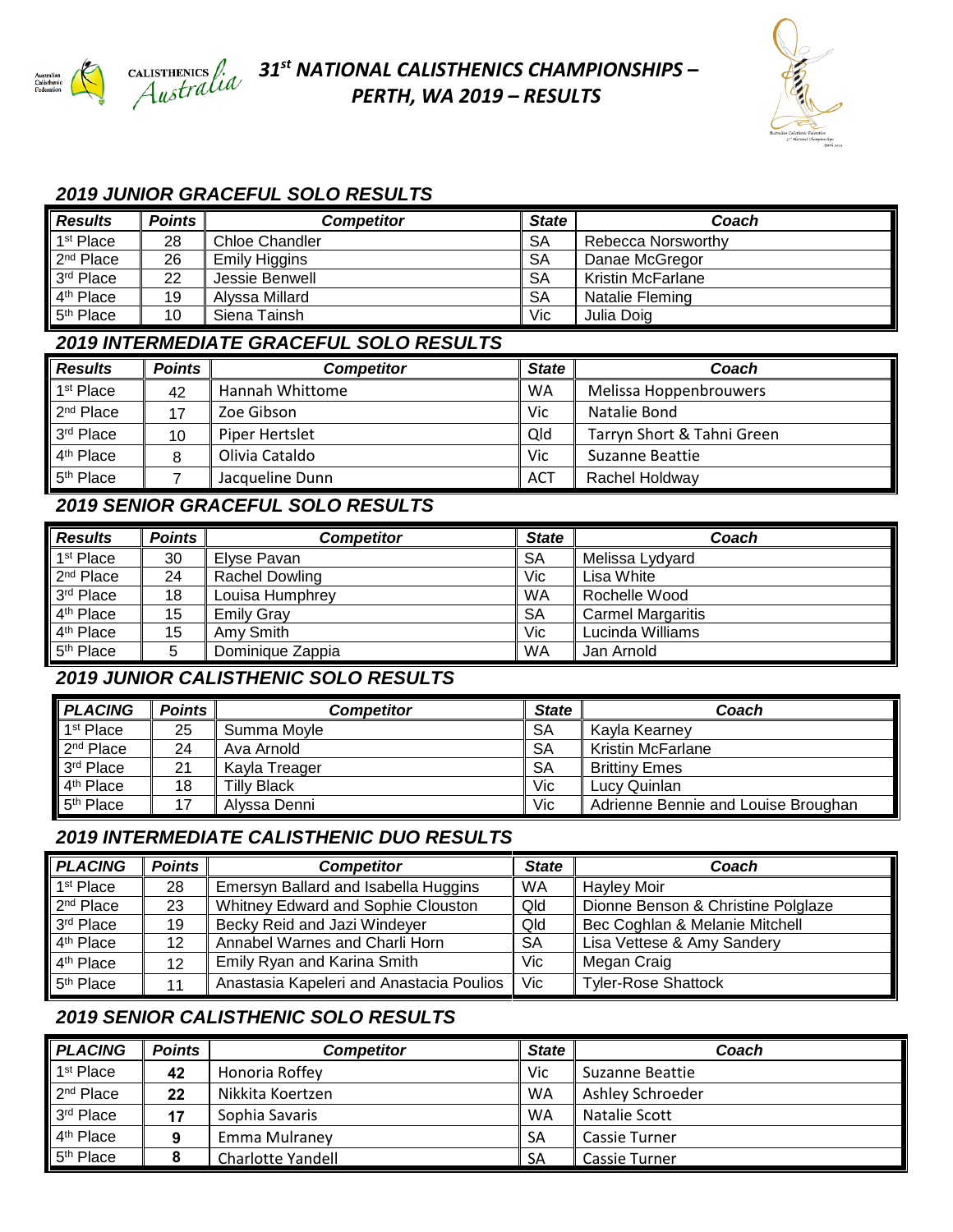# 31st NATIONAL CALISTHENICS CHAMPIONSHIPS – PERTH, WA 2019 – RESULTS

## 2019 JUNIOR GRACEFUL SOLO RESULTS

| Results | Points | Competitor | State | Coach |
|---|---|---|---|---|
| 1st Place | 28 | Chloe Chandler | SA | Rebecca Norsworthy |
| 2nd Place | 26 | Emily Higgins | SA | Danae McGregor |
| 3rd Place | 22 | Jessie Benwell | SA | Kristin McFarlane |
| 4th Place | 19 | Alyssa Millard | SA | Natalie Fleming |
| 5th Place | 10 | Siena Tainsh | Vic | Julia Doig |

## 2019 INTERMEDIATE GRACEFUL SOLO RESULTS

| Results | Points | Competitor | State | Coach |
|---|---|---|---|---|
| 1st Place | 42 | Hannah Whittome | WA | Melissa Hoppenbrouwers |
| 2nd Place | 17 | Zoe Gibson | Vic | Natalie Bond |
| 3rd Place | 10 | Piper Hertslet | Qld | Tarryn Short & Tahni Green |
| 4th Place | 8 | Olivia Cataldo | Vic | Suzanne Beattie |
| 5th Place | 7 | Jacqueline Dunn | ACT | Rachel Holdway |

## 2019 SENIOR GRACEFUL SOLO RESULTS

| Results | Points | Competitor | State | Coach |
|---|---|---|---|---|
| 1st Place | 30 | Elyse Pavan | SA | Melissa Lydyard |
| 2nd Place | 24 | Rachel Dowling | Vic | Lisa White |
| 3rd Place | 18 | Louisa Humphrey | WA | Rochelle Wood |
| 4th Place | 15 | Emily Gray | SA | Carmel Margaritis |
| 4th Place | 15 | Amy Smith | Vic | Lucinda Williams |
| 5th Place | 5 | Dominique Zappia | WA | Jan Arnold |

## 2019 JUNIOR CALISTHENIC SOLO RESULTS

| PLACING | Points | Competitor | State | Coach |
|---|---|---|---|---|
| 1st Place | 25 | Summa Moyle | SA | Kayla Kearney |
| 2nd Place | 24 | Ava Arnold | SA | Kristin McFarlane |
| 3rd Place | 21 | Kayla Treager | SA | Brittiny Emes |
| 4th Place | 18 | Tilly Black | Vic | Lucy Quinlan |
| 5th Place | 17 | Alyssa Denni | Vic | Adrienne Bennie and Louise Broughan |

## 2019 INTERMEDIATE CALISTHENIC DUO RESULTS

| PLACING | Points | Competitor | State | Coach |
|---|---|---|---|---|
| 1st Place | 28 | Emersyn Ballard and Isabella Huggins | WA | Hayley Moir |
| 2nd Place | 23 | Whitney Edward and Sophie Clouston | Qld | Dionne Benson & Christine Polglaze |
| 3rd Place | 19 | Becky Reid and Jazi Windeyer | Qld | Bec Coghlan & Melanie Mitchell |
| 4th Place | 12 | Annabel Warnes and Charli Horn | SA | Lisa Vettese & Amy Sandery |
| 4th Place | 12 | Emily Ryan and Karina Smith | Vic | Megan Craig |
| 5th Place | 11 | Anastasia Kapeleri and Anastacia Poulios | Vic | Tyler-Rose Shattock |

## 2019 SENIOR CALISTHENIC SOLO RESULTS

| PLACING | Points | Competitor | State | Coach |
|---|---|---|---|---|
| 1st Place | 42 | Honoria Roffey | Vic | Suzanne Beattie |
| 2nd Place | 22 | Nikkita Koertzen | WA | Ashley Schroeder |
| 3rd Place | 17 | Sophia Savaris | WA | Natalie Scott |
| 4th Place | 9 | Emma Mulraney | SA | Cassie Turner |
| 5th Place | 8 | Charlotte Yandell | SA | Cassie Turner |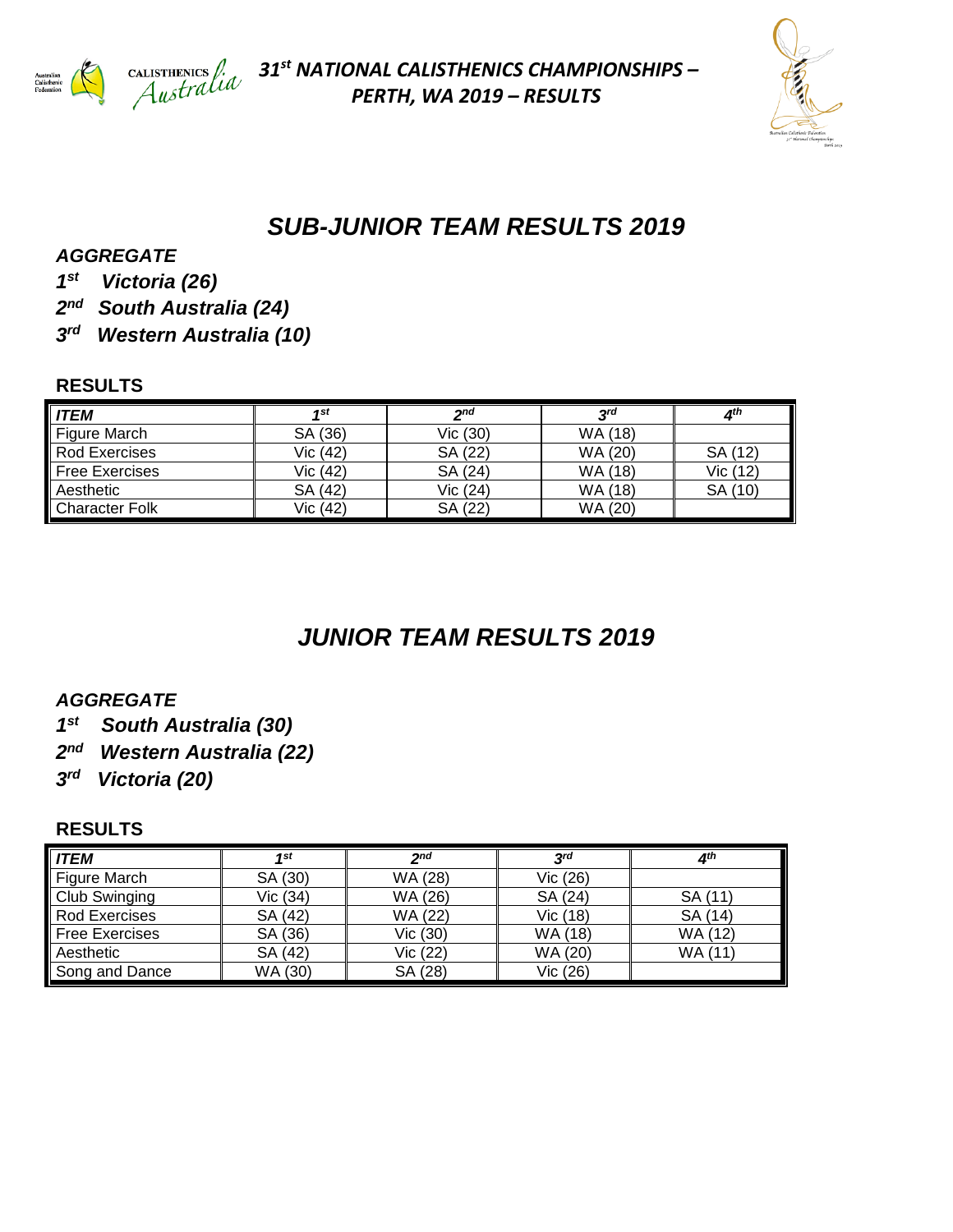# *31st NATIONAL CALISTHENICS CHAMPIONSHIPS – PERTH, WA 2019 – RESULTS*

## *SUB-JUNIOR TEAM RESULTS 2019*

### *AGGREGATE*

*1st Victoria (26)*

*2nd South Australia (24)*

*3rd Western Australia (10)*

### RESULTS

| *ITEM* | *1st* | *2nd* | *3rd* | *4th* |
|---|---|---|---|---|
| Figure March | SA (36) | Vic (30) | WA (18) | |
| Rod Exercises | Vic (42) | SA (22) | WA (20) | SA (12) |
| Free Exercises | Vic (42) | SA (24) | WA (18) | Vic (12) |
| Aesthetic | SA (42) | Vic (24) | WA (18) | SA (10) |
| Character Folk | Vic (42) | SA (22) | WA (20) | |

## *JUNIOR TEAM RESULTS 2019*

### *AGGREGATE*

*1st South Australia (30)*

*2nd Western Australia (22)*

*3rd Victoria (20)*

### RESULTS

| *ITEM* | *1st* | *2nd* | *3rd* | *4th* |
|---|---|---|---|---|
| Figure March | SA (30) | WA (28) | Vic (26) | |
| Club Swinging | Vic (34) | WA (26) | SA (24) | SA (11) |
| Rod Exercises | SA (42) | WA (22) | Vic (18) | SA (14) |
| Free Exercises | SA (36) | Vic (30) | WA (18) | WA (12) |
| Aesthetic | SA (42) | Vic (22) | WA (20) | WA (11) |
| Song and Dance | WA (30) | SA (28) | Vic (26) | |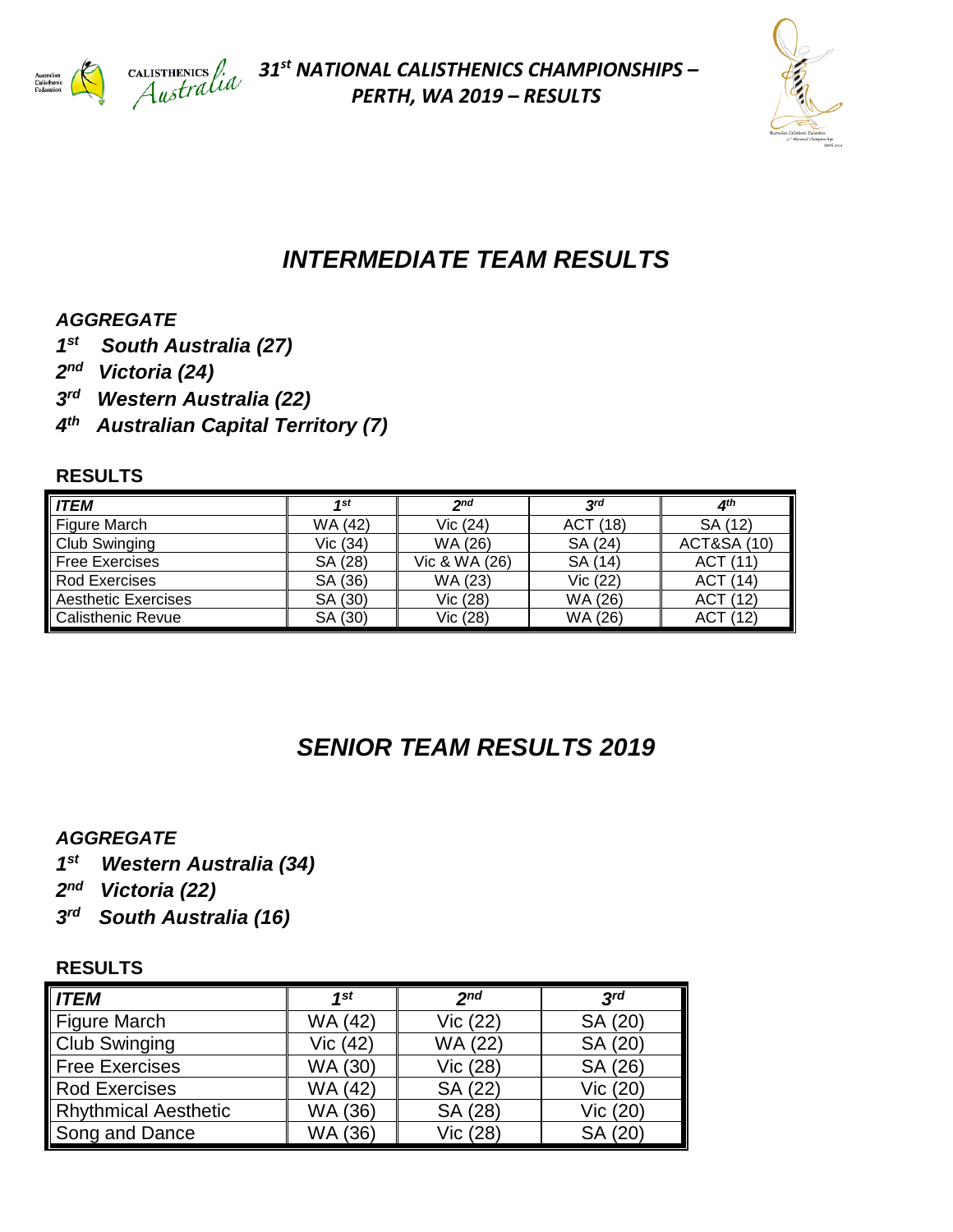**31st NATIONAL CALISTHENICS CHAMPIONSHIPS – PERTH, WA 2019 – RESULTS**

# INTERMEDIATE TEAM RESULTS

### AGGREGATE

*1st South Australia (27)*
*2nd Victoria (24)*
*3rd Western Australia (22)*
*4th Australian Capital Territory (7)*

### RESULTS

| ITEM | 1st | 2nd | 3rd | 4th |
|---|---|---|---|---|
| Figure March | WA (42) | Vic (24) | ACT (18) | SA (12) |
| Club Swinging | Vic (34) | WA (26) | SA (24) | ACT&SA (10) |
| Free Exercises | SA (28) | Vic & WA (26) | SA (14) | ACT (11) |
| Rod Exercises | SA (36) | WA (23) | Vic (22) | ACT (14) |
| Aesthetic Exercises | SA (30) | Vic (28) | WA (26) | ACT (12) |
| Calisthenic Revue | SA (30) | Vic (28) | WA (26) | ACT (12) |

# SENIOR TEAM RESULTS 2019

### AGGREGATE

*1st Western Australia (34)*
*2nd Victoria (22)*
*3rd South Australia (16)*

### RESULTS

| ITEM | 1st | 2nd | 3rd |
|---|---|---|---|
| Figure March | WA (42) | Vic (22) | SA (20) |
| Club Swinging | Vic (42) | WA (22) | SA (20) |
| Free Exercises | WA (30) | Vic (28) | SA (26) |
| Rod Exercises | WA (42) | SA (22) | Vic (20) |
| Rhythmical Aesthetic | WA (36) | SA (28) | Vic (20) |
| Song and Dance | WA (36) | Vic (28) | SA (20) |